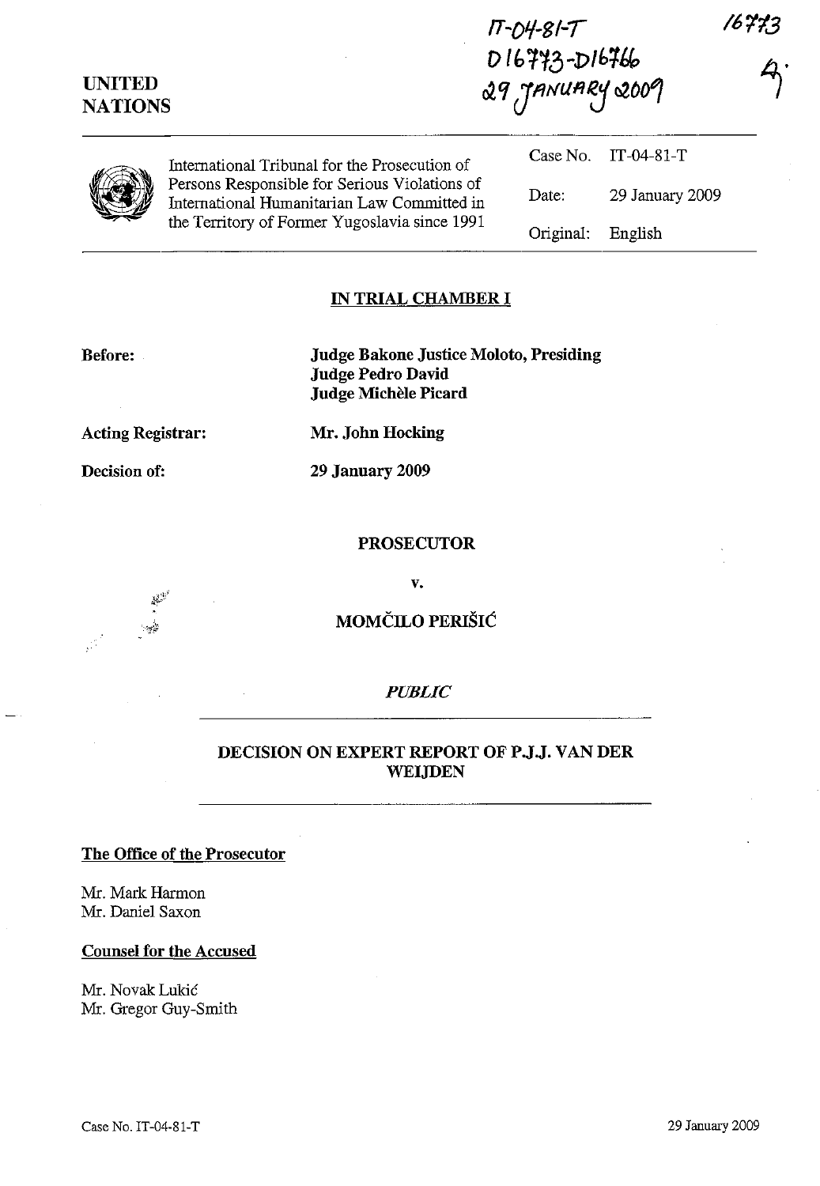IT-04-81-T
D16773-D16766
29 JANUARY 2009

16773

**UNITED NATIONS**

International Tribunal for the Prosecution of Persons Responsible for Serious Violations of International Humanitarian Law Committed in the Territory of Former Yugoslavia since 1991

| | |
|---|---|
| Case No. | IT-04-81-T |
| Date: | 29 January 2009 |
| Original: | English |

## IN TRIAL CHAMBER I

**Before:** **Judge Bakone Justice Moloto, Presiding**
**Judge Pedro David**
**Judge Michèle Picard**

**Acting Registrar:** **Mr. John Hocking**

**Decision of:** **29 January 2009**

**PROSECUTOR**

**v.**

**MOMČILO PERIŠIĆ**

*PUBLIC*

## DECISION ON EXPERT REPORT OF P.J.J. VAN DER WEIJDEN

**The Office of the Prosecutor**

Mr. Mark Harmon
Mr. Daniel Saxon

**Counsel for the Accused**

Mr. Novak Lukić
Mr. Gregor Guy-Smith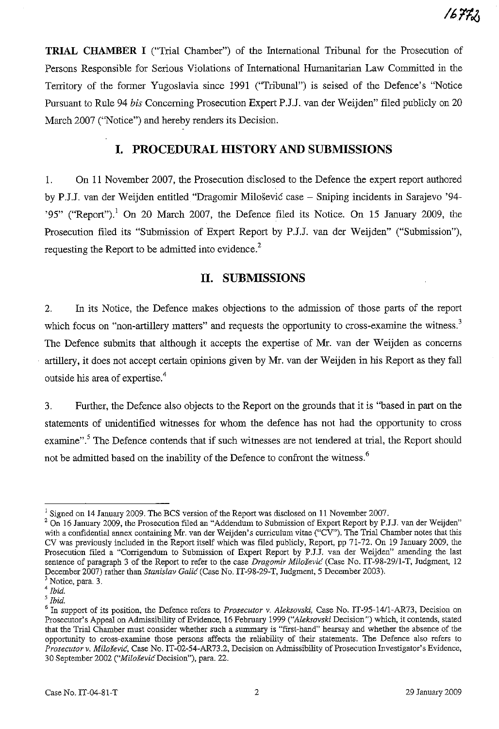**TRIAL CHAMBER** I ("Trial Chamber") of the International Tribunal for the Prosecution of Persons Responsible for Serious Violations of International Humanitarian Law Committed in the Territory of the former Yugoslavia since 1991 ("Tribunal") is seised of the Defence's "Notice Pursuant to Rule 94 *bis* Concerning Prosecution Expert P.J.J. van der Weijden" filed publicly on 20 March 2007 ("Notice") and hereby renders its Decision.

## I. PROCEDURAL HISTORY AND SUBMISSIONS

1. On 11 November 2007, the Prosecution disclosed to the Defence the expert report authored by P.J.J. van der Weijden entitled "Dragomir Milošević case – Sniping incidents in Sarajevo '94-'95" ("Report").[1] On 20 March 2007, the Defence filed its Notice. On 15 January 2009, the Prosecution filed its "Submission of Expert Report by P.J.J. van der Weijden" ("Submission"), requesting the Report to be admitted into evidence.[2]

## II. SUBMISSIONS

2. In its Notice, the Defence makes objections to the admission of those parts of the report which focus on "non-artillery matters" and requests the opportunity to cross-examine the witness.[3] The Defence submits that although it accepts the expertise of Mr. van der Weijden as concerns artillery, it does not accept certain opinions given by Mr. van der Weijden in his Report as they fall outside his area of expertise.[4]

3. Further, the Defence also objects to the Report on the grounds that it is "based in part on the statements of unidentified witnesses for whom the defence has not had the opportunity to cross examine".[5] The Defence contends that if such witnesses are not tendered at trial, the Report should not be admitted based on the inability of the Defence to confront the witness.[6]

---

[1] Signed on 14 January 2009. The BCS version of the Report was disclosed on 11 November 2007.

[2] On 16 January 2009, the Prosecution filed an "Addendum to Submission of Expert Report by P.J.J. van der Weijden" with a confidential annex containing Mr. van der Weijden's curriculum vitae ("CV"). The Trial Chamber notes that this CV was previously included in the Report itself which was filed publicly, Report, pp 71-72. On 19 January 2009, the Prosecution filed a "Corrigendum to Submission of Expert Report by P.J.J. van der Weijden" amending the last sentence of paragraph 3 of the Report to refer to the case *Dragomir Milošević* (Case No. IT-98-29/1-T, Judgment, 12 December 2007) rather than *Stanislav Galić* (Case No. IT-98-29-T, Judgment, 5 December 2003).

[3] Notice, para. 3.

[4] *Ibid.*

[5] *Ibid.*

[6] In support of its position, the Defence refers to *Prosecutor v. Aleksovski*, Case No. IT-95-14/1-AR73, Decision on Prosecutor's Appeal on Admissibility of Evidence, 16 February 1999 ("*Aleksovski* Decision") which, it contends, stated that the Trial Chamber must consider whether such a summary is "first-hand" hearsay and whether the absence of the opportunity to cross-examine those persons affects the reliability of their statements. The Defence also refers to *Prosecutor v. Milošević*, Case No. IT-02-54-AR73.2, Decision on Admissibility of Prosecution Investigator's Evidence, 30 September 2002 ("*Milošević* Decision"), para. 22.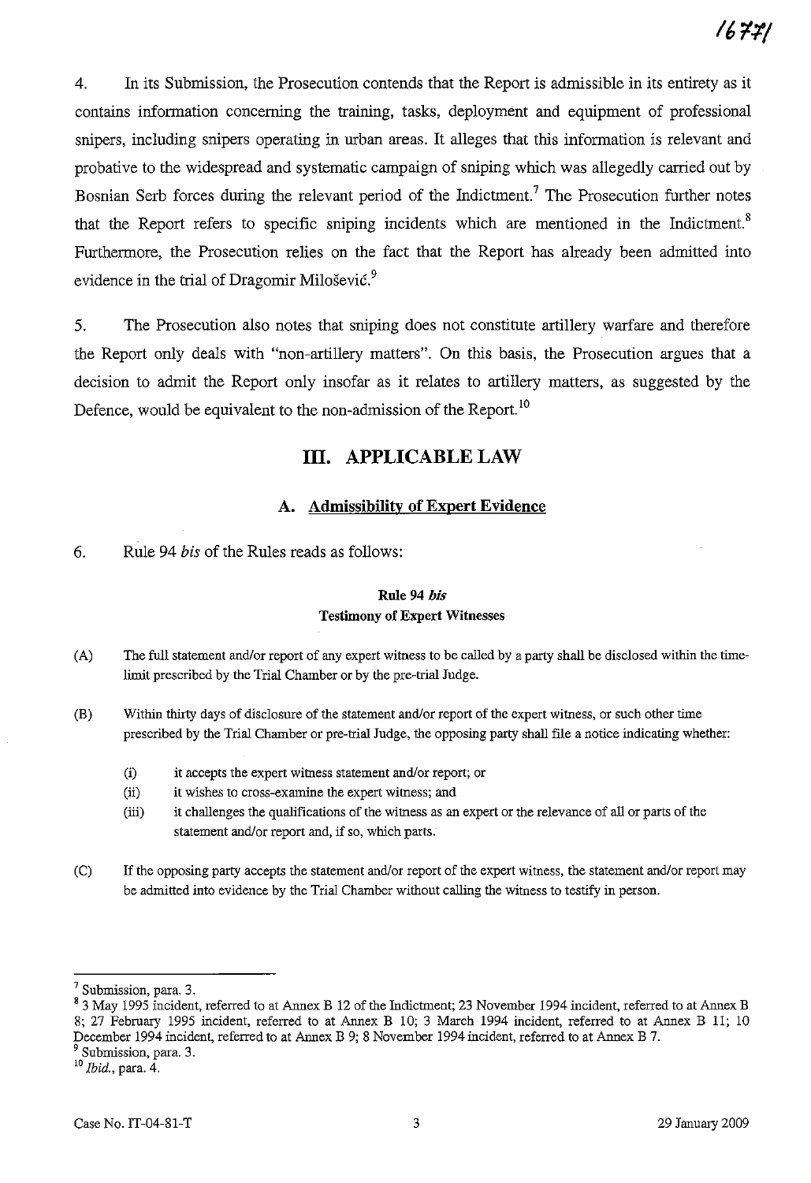4. In its Submission, the Prosecution contends that the Report is admissible in its entirety as it contains information concerning the training, tasks, deployment and equipment of professional snipers, including snipers operating in urban areas. It alleges that this information is relevant and probative to the widespread and systematic campaign of sniping which was allegedly carried out by Bosnian Serb forces during the relevant period of the Indictment.[7] The Prosecution further notes that the Report refers to specific sniping incidents which are mentioned in the Indictment.[8] Furthermore, the Prosecution relies on the fact that the Report has already been admitted into evidence in the trial of Dragomir Milošević.[9]

5. The Prosecution also notes that sniping does not constitute artillery warfare and therefore the Report only deals with "non-artillery matters". On this basis, the Prosecution argues that a decision to admit the Report only insofar as it relates to artillery matters, as suggested by the Defence, would be equivalent to the non-admission of the Report.[10]

## III. APPLICABLE LAW

### A. Admissibility of Expert Evidence

6. Rule 94 *bis* of the Rules reads as follows:

**Rule 94 *bis***
**Testimony of Expert Witnesses**

(A) The full statement and/or report of any expert witness to be called by a party shall be disclosed within the time-limit prescribed by the Trial Chamber or by the pre-trial Judge.

(B) Within thirty days of disclosure of the statement and/or report of the expert witness, or such other time prescribed by the Trial Chamber or pre-trial Judge, the opposing party shall file a notice indicating whether:

- (i) it accepts the expert witness statement and/or report; or
- (ii) it wishes to cross-examine the expert witness; and
- (iii) it challenges the qualifications of the witness as an expert or the relevance of all or parts of the statement and/or report and, if so, which parts.

(C) If the opposing party accepts the statement and/or report of the expert witness, the statement and/or report may be admitted into evidence by the Trial Chamber without calling the witness to testify in person.

---

[7] Submission, para. 3.

[8] 3 May 1995 incident, referred to at Annex B 12 of the Indictment; 23 November 1994 incident, referred to at Annex B 8; 27 February 1995 incident, referred to at Annex B 10; 3 March 1994 incident, referred to at Annex B 11; 10 December 1994 incident, referred to at Annex B 9; 8 November 1994 incident, referred to at Annex B 7.

[9] Submission, para. 3.

[10] *Ibid.*, para. 4.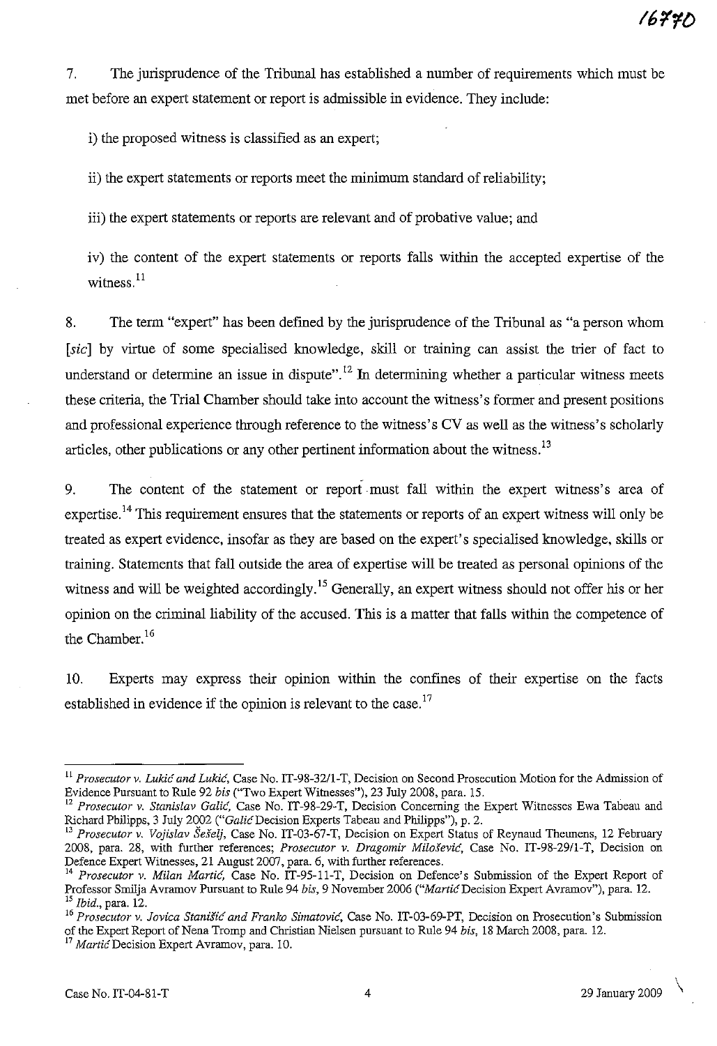7. The jurisprudence of the Tribunal has established a number of requirements which must be met before an expert statement or report is admissible in evidence. They include:

i) the proposed witness is classified as an expert;

ii) the expert statements or reports meet the minimum standard of reliability;

iii) the expert statements or reports are relevant and of probative value; and

iv) the content of the expert statements or reports falls within the accepted expertise of the witness.[11]

8. The term "expert" has been defined by the jurisprudence of the Tribunal as "a person whom [*sic*] by virtue of some specialised knowledge, skill or training can assist the trier of fact to understand or determine an issue in dispute".[12] In determining whether a particular witness meets these criteria, the Trial Chamber should take into account the witness's former and present positions and professional experience through reference to the witness's CV as well as the witness's scholarly articles, other publications or any other pertinent information about the witness.[13]

9. The content of the statement or report must fall within the expert witness's area of expertise.[14] This requirement ensures that the statements or reports of an expert witness will only be treated as expert evidence, insofar as they are based on the expert's specialised knowledge, skills or training. Statements that fall outside the area of expertise will be treated as personal opinions of the witness and will be weighted accordingly.[15] Generally, an expert witness should not offer his or her opinion on the criminal liability of the accused. This is a matter that falls within the competence of the Chamber.[16]

10. Experts may express their opinion within the confines of their expertise on the facts established in evidence if the opinion is relevant to the case.[17]

---

[11] *Prosecutor v. Lukić and Lukić*, Case No. IT-98-32/1-T, Decision on Second Prosecution Motion for the Admission of Evidence Pursuant to Rule 92 *bis* ("Two Expert Witnesses"), 23 July 2008, para. 15.

[12] *Prosecutor v. Stanislav Galić*, Case No. IT-98-29-T, Decision Concerning the Expert Witnesses Ewa Tabeau and Richard Philipps, 3 July 2002 ("*Galić* Decision Experts Tabeau and Philipps"), p. 2.

[13] *Prosecutor v. Vojislav Šešelj*, Case No. IT-03-67-T, Decision on Expert Status of Reynaud Theunens, 12 February 2008, para. 28, with further references; *Prosecutor v. Dragomir Milošević*, Case No. IT-98-29/1-T, Decision on Defence Expert Witnesses, 21 August 2007, para. 6, with further references.

[14] *Prosecutor v. Milan Martić*, Case No. IT-95-11-T, Decision on Defence's Submission of the Expert Report of Professor Smilja Avramov Pursuant to Rule 94 *bis*, 9 November 2006 ("*Martić* Decision Expert Avramov"), para. 12.

[15] *Ibid.*, para. 12.

[16] *Prosecutor v. Jovica Stanišić and Franko Simatović*, Case No. IT-03-69-PT, Decision on Prosecution's Submission of the Expert Report of Nena Tromp and Christian Nielsen pursuant to Rule 94 *bis*, 18 March 2008, para. 12.

[17] *Martić* Decision Expert Avramov, para. 10.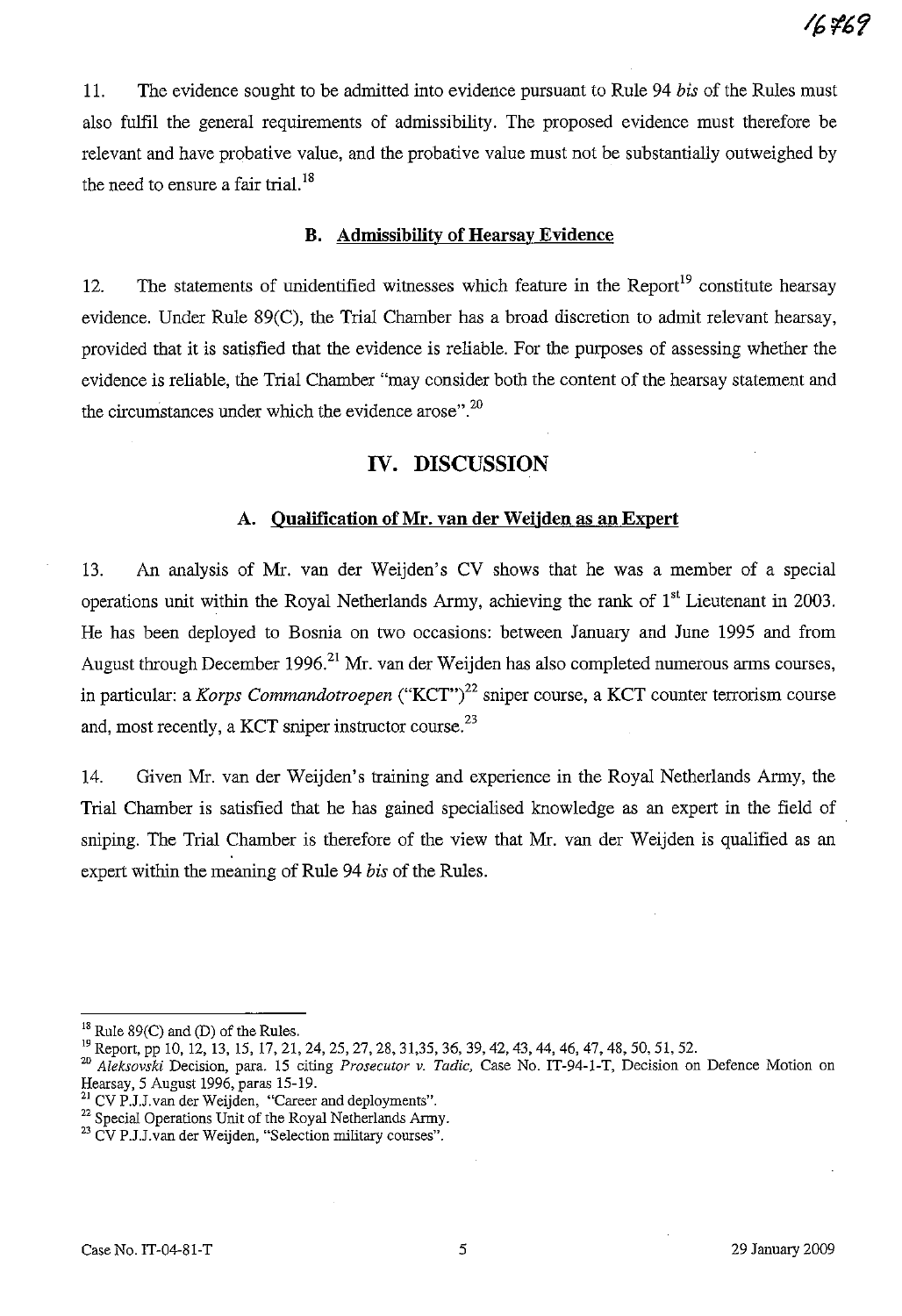11. The evidence sought to be admitted into evidence pursuant to Rule 94 *bis* of the Rules must also fulfil the general requirements of admissibility. The proposed evidence must therefore be relevant and have probative value, and the probative value must not be substantially outweighed by the need to ensure a fair trial.[18]

### B. Admissibility of Hearsay Evidence

12. The statements of unidentified witnesses which feature in the Report[19] constitute hearsay evidence. Under Rule 89(C), the Trial Chamber has a broad discretion to admit relevant hearsay, provided that it is satisfied that the evidence is reliable. For the purposes of assessing whether the evidence is reliable, the Trial Chamber "may consider both the content of the hearsay statement and the circumstances under which the evidence arose".[20]

## IV. DISCUSSION

### A. Qualification of Mr. van der Weijden as an Expert

13. An analysis of Mr. van der Weijden's CV shows that he was a member of a special operations unit within the Royal Netherlands Army, achieving the rank of 1st Lieutenant in 2003. He has been deployed to Bosnia on two occasions: between January and June 1995 and from August through December 1996.[21] Mr. van der Weijden has also completed numerous arms courses, in particular: a *Korps Commandotroepen* ("KCT")[22] sniper course, a KCT counter terrorism course and, most recently, a KCT sniper instructor course.[23]

14. Given Mr. van der Weijden's training and experience in the Royal Netherlands Army, the Trial Chamber is satisfied that he has gained specialised knowledge as an expert in the field of sniping. The Trial Chamber is therefore of the view that Mr. van der Weijden is qualified as an expert within the meaning of Rule 94 *bis* of the Rules.

---

[18] Rule 89(C) and (D) of the Rules.

[19] Report, pp 10, 12, 13, 15, 17, 21, 24, 25, 27, 28, 31,35, 36, 39, 42, 43, 44, 46, 47, 48, 50, 51, 52.

[20] *Aleksovski* Decision, para. 15 citing *Prosecutor v. Tadic*, Case No. IT-94-1-T, Decision on Defence Motion on Hearsay, 5 August 1996, paras 15-19.

[21] CV P.J.J.van der Weijden, "Career and deployments".

[22] Special Operations Unit of the Royal Netherlands Army.

[23] CV P.J.J.van der Weijden, "Selection military courses".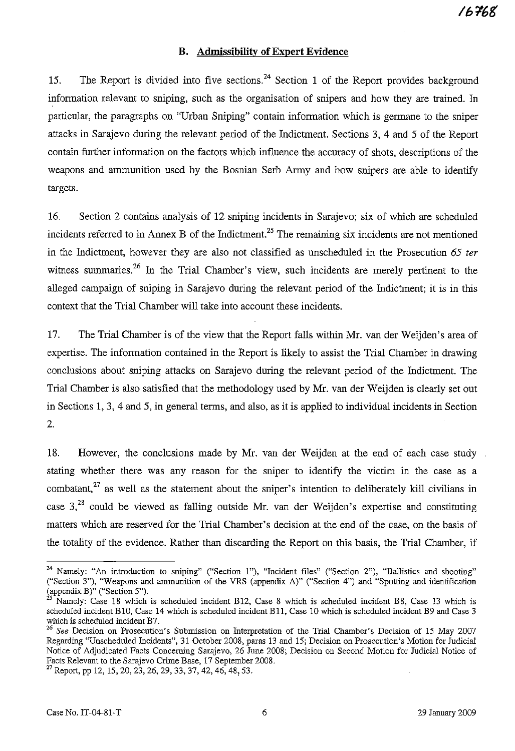## B. Admissibility of Expert Evidence

15. The Report is divided into five sections.[24] Section 1 of the Report provides background information relevant to sniping, such as the organisation of snipers and how they are trained. In particular, the paragraphs on "Urban Sniping" contain information which is germane to the sniper attacks in Sarajevo during the relevant period of the Indictment. Sections 3, 4 and 5 of the Report contain further information on the factors which influence the accuracy of shots, descriptions of the weapons and ammunition used by the Bosnian Serb Army and how snipers are able to identify targets.

16. Section 2 contains analysis of 12 sniping incidents in Sarajevo; six of which are scheduled incidents referred to in Annex B of the Indictment.[25] The remaining six incidents are not mentioned in the Indictment, however they are also not classified as unscheduled in the Prosecution *65 ter* witness summaries.[26] In the Trial Chamber's view, such incidents are merely pertinent to the alleged campaign of sniping in Sarajevo during the relevant period of the Indictment; it is in this context that the Trial Chamber will take into account these incidents.

17. The Trial Chamber is of the view that the Report falls within Mr. van der Weijden's area of expertise. The information contained in the Report is likely to assist the Trial Chamber in drawing conclusions about sniping attacks on Sarajevo during the relevant period of the Indictment. The Trial Chamber is also satisfied that the methodology used by Mr. van der Weijden is clearly set out in Sections 1, 3, 4 and 5, in general terms, and also, as it is applied to individual incidents in Section 2.

18. However, the conclusions made by Mr. van der Weijden at the end of each case study stating whether there was any reason for the sniper to identify the victim in the case as a combatant,[27] as well as the statement about the sniper's intention to deliberately kill civilians in case 3,[28] could be viewed as falling outside Mr. van der Weijden's expertise and constituting matters which are reserved for the Trial Chamber's decision at the end of the case, on the basis of the totality of the evidence. Rather than discarding the Report on this basis, the Trial Chamber, if

---

[24] Namely: "An introduction to sniping" ("Section 1"), "Incident files" ("Section 2"), "Ballistics and shooting" ("Section 3"), "Weapons and ammunition of the VRS (appendix A)" ("Section 4") and "Spotting and identification (appendix B)" ("Section 5").

[25] Namely: Case 18 which is scheduled incident B12, Case 8 which is scheduled incident B8, Case 13 which is scheduled incident B10, Case 14 which is scheduled incident B11, Case 10 which is scheduled incident B9 and Case 3 which is scheduled incident B7.

[26] *See* Decision on Prosecution's Submission on Interpretation of the Trial Chamber's Decision of 15 May 2007 Regarding "Unscheduled Incidents", 31 October 2008, paras 13 and 15; Decision on Prosecution's Motion for Judicial Notice of Adjudicated Facts Concerning Sarajevo, 26 June 2008; Decision on Second Motion for Judicial Notice of Facts Relevant to the Sarajevo Crime Base, 17 September 2008.

[27] Report, pp 12, 15, 20, 23, 26, 29, 33, 37, 42, 46, 48, 53.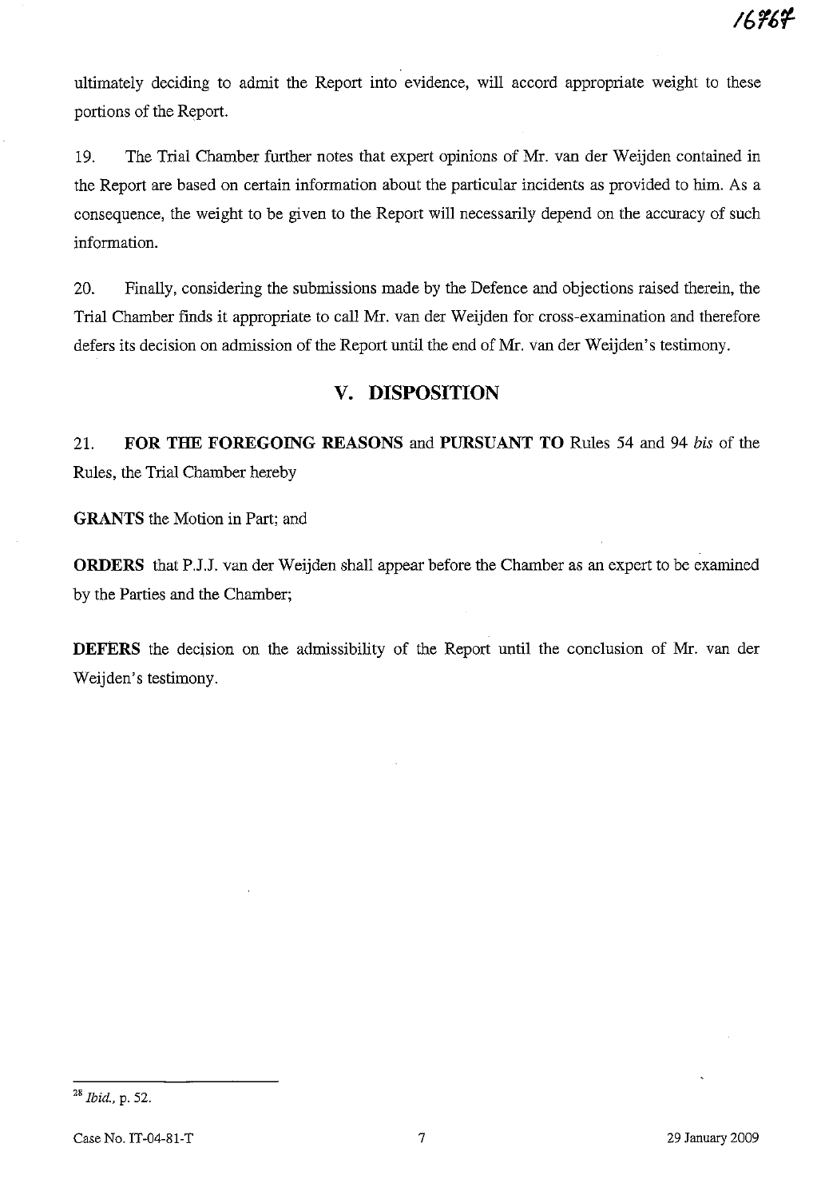ultimately deciding to admit the Report into evidence, will accord appropriate weight to these portions of the Report.

19. The Trial Chamber further notes that expert opinions of Mr. van der Weijden contained in the Report are based on certain information about the particular incidents as provided to him. As a consequence, the weight to be given to the Report will necessarily depend on the accuracy of such information.

20. Finally, considering the submissions made by the Defence and objections raised therein, the Trial Chamber finds it appropriate to call Mr. van der Weijden for cross-examination and therefore defers its decision on admission of the Report until the end of Mr. van der Weijden's testimony.

## V. DISPOSITION

21. **FOR THE FOREGOING REASONS** and **PURSUANT TO** Rules 54 and 94 *bis* of the Rules, the Trial Chamber hereby

**GRANTS** the Motion in Part; and

**ORDERS** that P.J.J. van der Weijden shall appear before the Chamber as an expert to be examined by the Parties and the Chamber;

**DEFERS** the decision on the admissibility of the Report until the conclusion of Mr. van der Weijden's testimony.

---

[28] *Ibid.*, p. 52.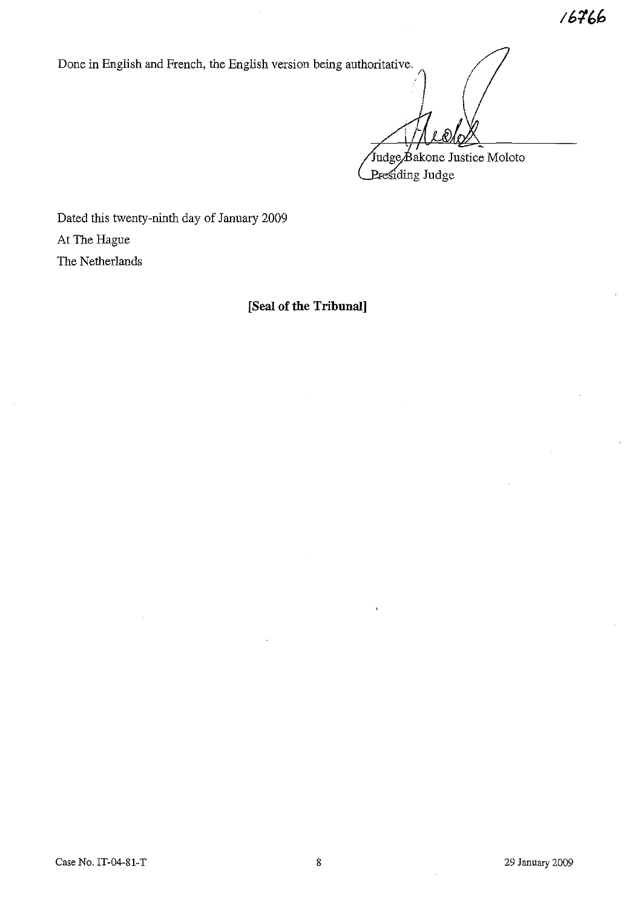Done in English and French, the English version being authoritative.

Judge Bakone Justice Moloto
Presiding Judge

Dated this twenty-ninth day of January 2009
At The Hague
The Netherlands

**[Seal of the Tribunal]**